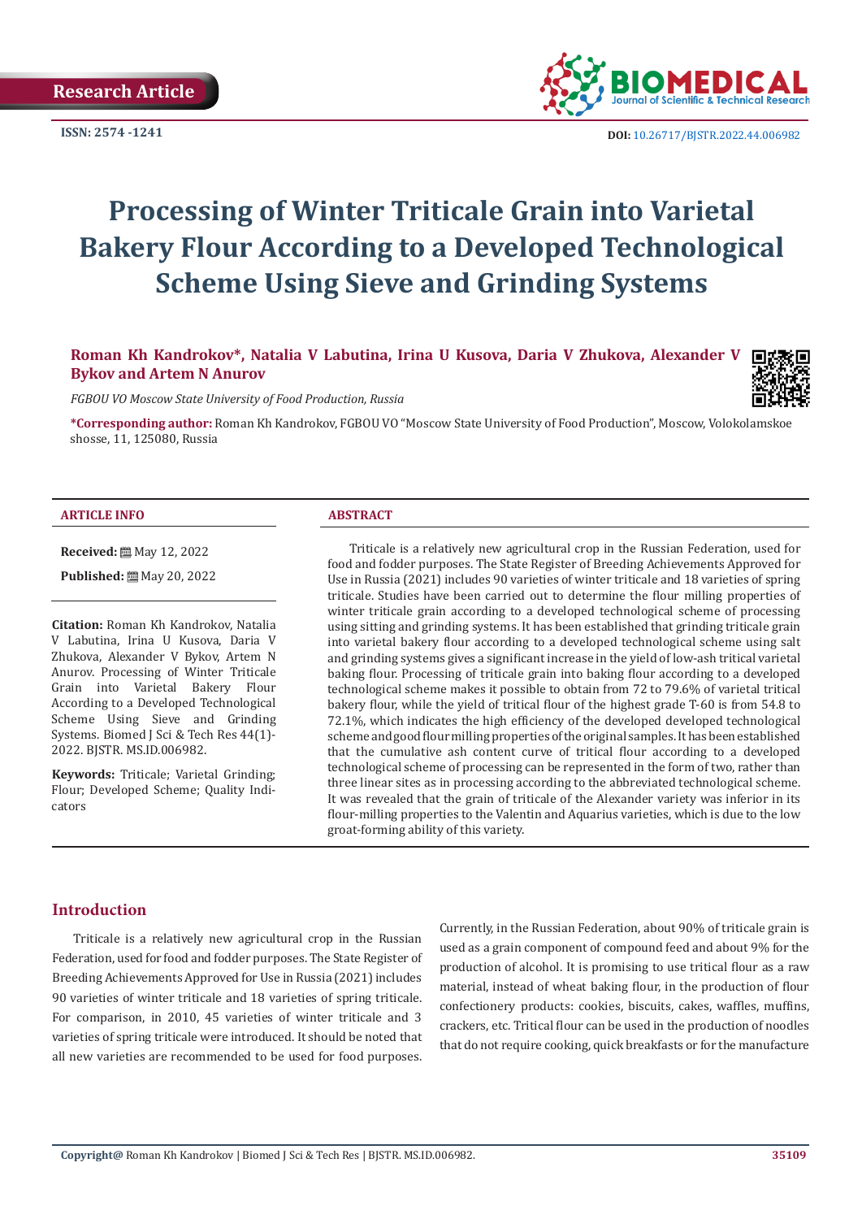Research Article

ISSN: 2574 -1241

DOI: 10.26717/BJSTR.2022.44.006982

# Processing of Winter Triticale Grain into Varietal Bakery Flour According to a Developed Technological Scheme Using Sieve and Grinding Systems

**Roman Kh Kandrokov*, Natalia V Labutina, Irina U Kusova, Daria V Zhukova, Alexander V Bykov and Artem N Anurov**

*FGBOU VO Moscow State University of Food Production, Russia*

***Corresponding author:** Roman Kh Kandrokov, FGBOU VO "Moscow State University of Food Production", Moscow, Volokolamskoe shosse, 11, 125080, Russia

### ARTICLE INFO

**Received:** May 12, 2022

**Published:** May 20, 2022

**Citation:** Roman Kh Kandrokov, Natalia V Labutina, Irina U Kusova, Daria V Zhukova, Alexander V Bykov, Artem N Anurov. Processing of Winter Triticale Grain into Varietal Bakery Flour According to a Developed Technological Scheme Using Sieve and Grinding Systems. Biomed J Sci & Tech Res 44(1)-2022. BJSTR. MS.ID.006982.

**Keywords:** Triticale; Varietal Grinding; Flour; Developed Scheme; Quality Indicators

### ABSTRACT

Triticale is a relatively new agricultural crop in the Russian Federation, used for food and fodder purposes. The State Register of Breeding Achievements Approved for Use in Russia (2021) includes 90 varieties of winter triticale and 18 varieties of spring triticale. Studies have been carried out to determine the flour milling properties of winter triticale grain according to a developed technological scheme of processing using sitting and grinding systems. It has been established that grinding triticale grain into varietal bakery flour according to a developed technological scheme using salt and grinding systems gives a significant increase in the yield of low-ash tritical varietal baking flour. Processing of triticale grain into baking flour according to a developed technological scheme makes it possible to obtain from 72 to 79.6% of varietal tritical bakery flour, while the yield of tritical flour of the highest grade T-60 is from 54.8 to 72.1%, which indicates the high efficiency of the developed developed technological scheme and good flour milling properties of the original samples. It has been established that the cumulative ash content curve of tritical flour according to a developed technological scheme of processing can be represented in the form of two, rather than three linear sites as in processing according to the abbreviated technological scheme. It was revealed that the grain of triticale of the Alexander variety was inferior in its flour-milling properties to the Valentin and Aquarius varieties, which is due to the low groat-forming ability of this variety.

## Introduction

Triticale is a relatively new agricultural crop in the Russian Federation, used for food and fodder purposes. The State Register of Breeding Achievements Approved for Use in Russia (2021) includes 90 varieties of winter triticale and 18 varieties of spring triticale. For comparison, in 2010, 45 varieties of winter triticale and 3 varieties of spring triticale were introduced. It should be noted that all new varieties are recommended to be used for food purposes. Currently, in the Russian Federation, about 90% of triticale grain is used as a grain component of compound feed and about 9% for the production of alcohol. It is promising to use tritical flour as a raw material, instead of wheat baking flour, in the production of flour confectionery products: cookies, biscuits, cakes, waffles, muffins, crackers, etc. Tritical flour can be used in the production of noodles that do not require cooking, quick breakfasts or for the manufacture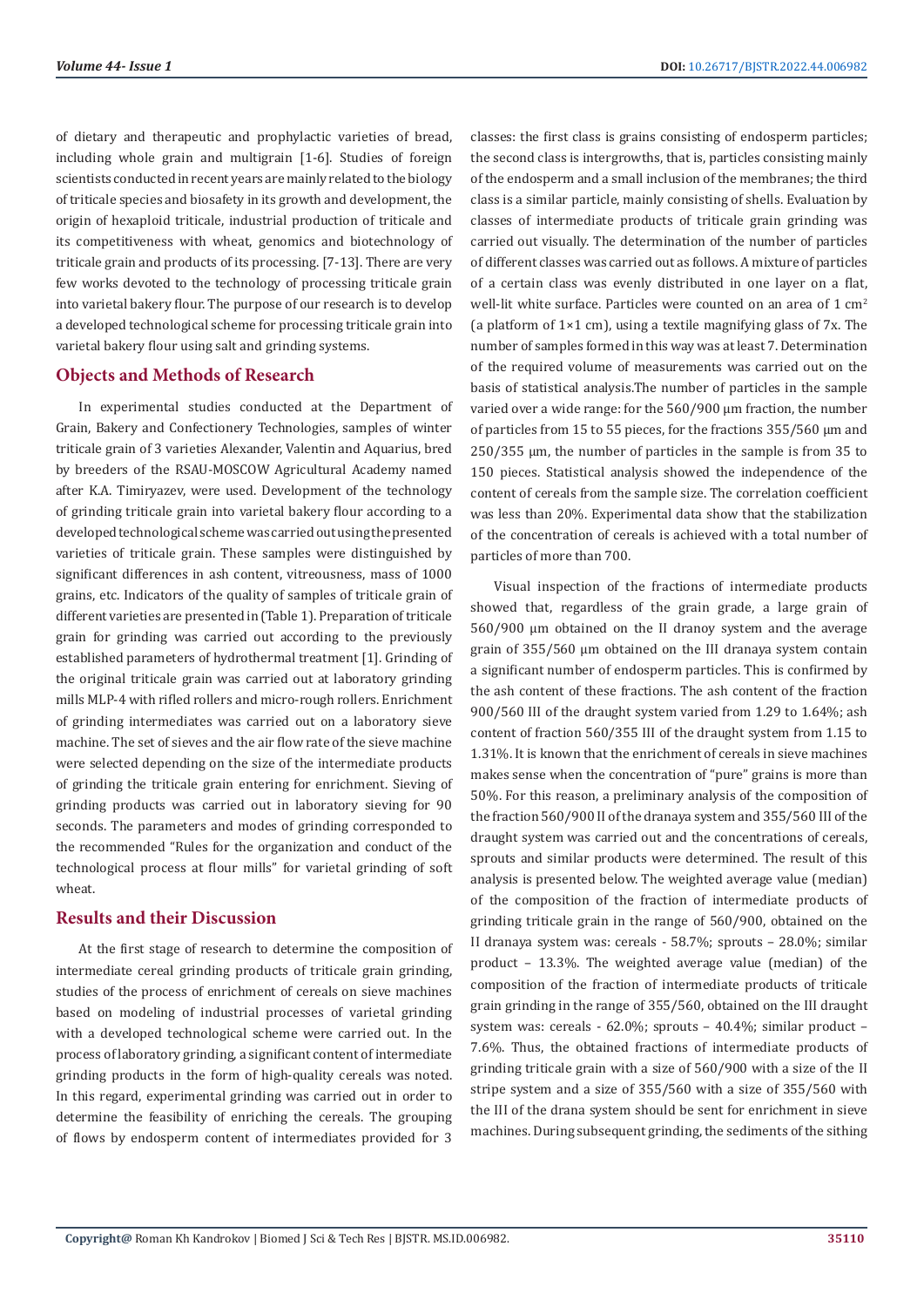of dietary and therapeutic and prophylactic varieties of bread, including whole grain and multigrain [1-6]. Studies of foreign scientists conducted in recent years are mainly related to the biology of triticale species and biosafety in its growth and development, the origin of hexaploid triticale, industrial production of triticale and its competitiveness with wheat, genomics and biotechnology of triticale grain and products of its processing. [7-13]. There are very few works devoted to the technology of processing triticale grain into varietal bakery flour. The purpose of our research is to develop a developed technological scheme for processing triticale grain into varietal bakery flour using salt and grinding systems.

## Objects and Methods of Research

In experimental studies conducted at the Department of Grain, Bakery and Confectionery Technologies, samples of winter triticale grain of 3 varieties Alexander, Valentin and Aquarius, bred by breeders of the RSAU-MOSCOW Agricultural Academy named after K.A. Timiryazev, were used. Development of the technology of grinding triticale grain into varietal bakery flour according to a developed technological scheme was carried out using the presented varieties of triticale grain. These samples were distinguished by significant differences in ash content, vitreousness, mass of 1000 grains, etc. Indicators of the quality of samples of triticale grain of different varieties are presented in (Table 1). Preparation of triticale grain for grinding was carried out according to the previously established parameters of hydrothermal treatment [1]. Grinding of the original triticale grain was carried out at laboratory grinding mills MLP-4 with rifled rollers and micro-rough rollers. Enrichment of grinding intermediates was carried out on a laboratory sieve machine. The set of sieves and the air flow rate of the sieve machine were selected depending on the size of the intermediate products of grinding the triticale grain entering for enrichment. Sieving of grinding products was carried out in laboratory sieving for 90 seconds. The parameters and modes of grinding corresponded to the recommended "Rules for the organization and conduct of the technological process at flour mills" for varietal grinding of soft wheat.

## Results and their Discussion

At the first stage of research to determine the composition of intermediate cereal grinding products of triticale grain grinding, studies of the process of enrichment of cereals on sieve machines based on modeling of industrial processes of varietal grinding with a developed technological scheme were carried out. In the process of laboratory grinding, a significant content of intermediate grinding products in the form of high-quality cereals was noted. In this regard, experimental grinding was carried out in order to determine the feasibility of enriching the cereals. The grouping of flows by endosperm content of intermediates provided for 3 classes: the first class is grains consisting of endosperm particles; the second class is intergrowths, that is, particles consisting mainly of the endosperm and a small inclusion of the membranes; the third class is a similar particle, mainly consisting of shells. Evaluation by classes of intermediate products of triticale grain grinding was carried out visually. The determination of the number of particles of different classes was carried out as follows. A mixture of particles of a certain class was evenly distributed in one layer on a flat, well-lit white surface. Particles were counted on an area of 1 cm$^2$ (a platform of 1×1 cm), using a textile magnifying glass of 7x. The number of samples formed in this way was at least 7. Determination of the required volume of measurements was carried out on the basis of statistical analysis.The number of particles in the sample varied over a wide range: for the 560/900 µm fraction, the number of particles from 15 to 55 pieces, for the fractions 355/560 µm and 250/355 µm, the number of particles in the sample is from 35 to 150 pieces. Statistical analysis showed the independence of the content of cereals from the sample size. The correlation coefficient was less than 20%. Experimental data show that the stabilization of the concentration of cereals is achieved with a total number of particles of more than 700.

Visual inspection of the fractions of intermediate products showed that, regardless of the grain grade, a large grain of 560/900 µm obtained on the II dranoy system and the average grain of 355/560 µm obtained on the III dranaya system contain a significant number of endosperm particles. This is confirmed by the ash content of these fractions. The ash content of the fraction 900/560 III of the draught system varied from 1.29 to 1.64%; ash content of fraction 560/355 III of the draught system from 1.15 to 1.31%. It is known that the enrichment of cereals in sieve machines makes sense when the concentration of "pure" grains is more than 50%. For this reason, a preliminary analysis of the composition of the fraction 560/900 II of the dranaya system and 355/560 III of the draught system was carried out and the concentrations of cereals, sprouts and similar products were determined. The result of this analysis is presented below. The weighted average value (median) of the composition of the fraction of intermediate products of grinding triticale grain in the range of 560/900, obtained on the II dranaya system was: cereals - 58.7%; sprouts – 28.0%; similar product – 13.3%. The weighted average value (median) of the composition of the fraction of intermediate products of triticale grain grinding in the range of 355/560, obtained on the III draught system was: cereals - 62.0%; sprouts – 40.4%; similar product – 7.6%. Thus, the obtained fractions of intermediate products of grinding triticale grain with a size of 560/900 with a size of the II stripe system and a size of 355/560 with a size of 355/560 with the III of the drana system should be sent for enrichment in sieve machines. During subsequent grinding, the sediments of the sithing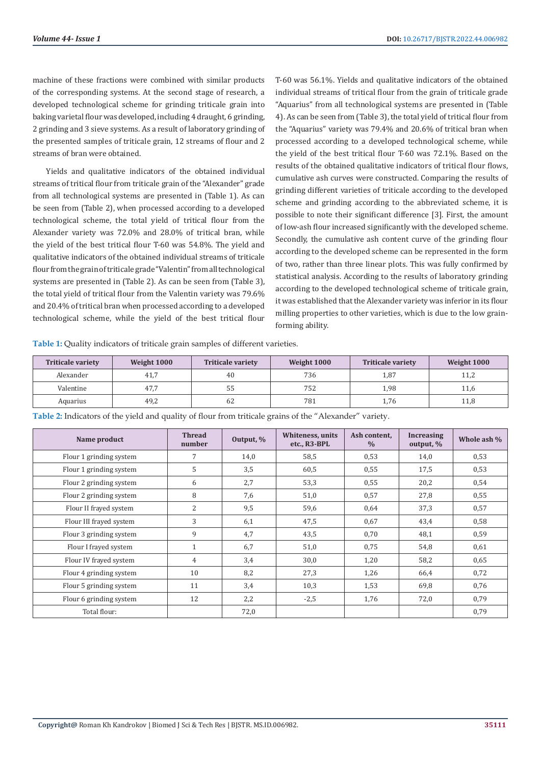machine of these fractions were combined with similar products of the corresponding systems. At the second stage of research, a developed technological scheme for grinding triticale grain into baking varietal flour was developed, including 4 draught, 6 grinding, 2 grinding and 3 sieve systems. As a result of laboratory grinding of the presented samples of triticale grain, 12 streams of flour and 2 streams of bran were obtained.

Yields and qualitative indicators of the obtained individual streams of tritical flour from triticale grain of the "Alexander" grade from all technological systems are presented in (Table 1). As can be seen from (Table 2), when processed according to a developed technological scheme, the total yield of tritical flour from the Alexander variety was 72.0% and 28.0% of tritical bran, while the yield of the best tritical flour T-60 was 54.8%. The yield and qualitative indicators of the obtained individual streams of triticale flour from the grain of triticale grade "Valentin" from all technological systems are presented in (Table 2). As can be seen from (Table 3), the total yield of tritical flour from the Valentin variety was 79.6% and 20.4% of tritical bran when processed according to a developed technological scheme, while the yield of the best tritical flour T-60 was 56.1%. Yields and qualitative indicators of the obtained individual streams of tritical flour from the grain of triticale grade "Aquarius" from all technological systems are presented in (Table 4). As can be seen from (Table 3), the total yield of tritical flour from the "Aquarius" variety was 79.4% and 20.6% of tritical bran when processed according to a developed technological scheme, while the yield of the best tritical flour T-60 was 72.1%. Based on the results of the obtained qualitative indicators of tritical flour flows, cumulative ash curves were constructed. Comparing the results of grinding different varieties of triticale according to the developed scheme and grinding according to the abbreviated scheme, it is possible to note their significant difference [3]. First, the amount of low-ash flour increased significantly with the developed scheme. Secondly, the cumulative ash content curve of the grinding flour according to the developed scheme can be represented in the form of two, rather than three linear plots. This was fully confirmed by statistical analysis. According to the results of laboratory grinding according to the developed technological scheme of triticale grain, it was established that the Alexander variety was inferior in its flour milling properties to other varieties, which is due to the low grain-forming ability.

**Table 1:** Quality indicators of triticale grain samples of different varieties.

| Triticale variety | Weight 1000 | Triticale variety | Weight 1000 | Triticale variety | Weight 1000 |
|---|---|---|---|---|---|
| Alexander | 41,7 | 40 | 736 | 1,87 | 11,2 |
| Valentine | 47,7 | 55 | 752 | 1,98 | 11,6 |
| Aquarius | 49,2 | 62 | 781 | 1,76 | 11,8 |

**Table 2:** Indicators of the yield and quality of flour from triticale grains of the "Alexander" variety.

| Name product | Thread number | Output, % | Whiteness, units etc., R3-BPL | Ash content, % | Increasing output, % | Whole ash % |
|---|---|---|---|---|---|---|
| Flour 1 grinding system | 7 | 14,0 | 58,5 | 0,53 | 14,0 | 0,53 |
| Flour 1 grinding system | 5 | 3,5 | 60,5 | 0,55 | 17,5 | 0,53 |
| Flour 2 grinding system | 6 | 2,7 | 53,3 | 0,55 | 20,2 | 0,54 |
| Flour 2 grinding system | 8 | 7,6 | 51,0 | 0,57 | 27,8 | 0,55 |
| Flour II frayed system | 2 | 9,5 | 59,6 | 0,64 | 37,3 | 0,57 |
| Flour III frayed system | 3 | 6,1 | 47,5 | 0,67 | 43,4 | 0,58 |
| Flour 3 grinding system | 9 | 4,7 | 43,5 | 0,70 | 48,1 | 0,59 |
| Flour I frayed system | 1 | 6,7 | 51,0 | 0,75 | 54,8 | 0,61 |
| Flour IV frayed system | 4 | 3,4 | 30,0 | 1,20 | 58,2 | 0,65 |
| Flour 4 grinding system | 10 | 8,2 | 27,3 | 1,26 | 66,4 | 0,72 |
| Flour 5 grinding system | 11 | 3,4 | 10,3 | 1,53 | 69,8 | 0,76 |
| Flour 6 grinding system | 12 | 2,2 | -2,5 | 1,76 | 72,0 | 0,79 |
| Total flour: | | 72,0 | | | | 0,79 |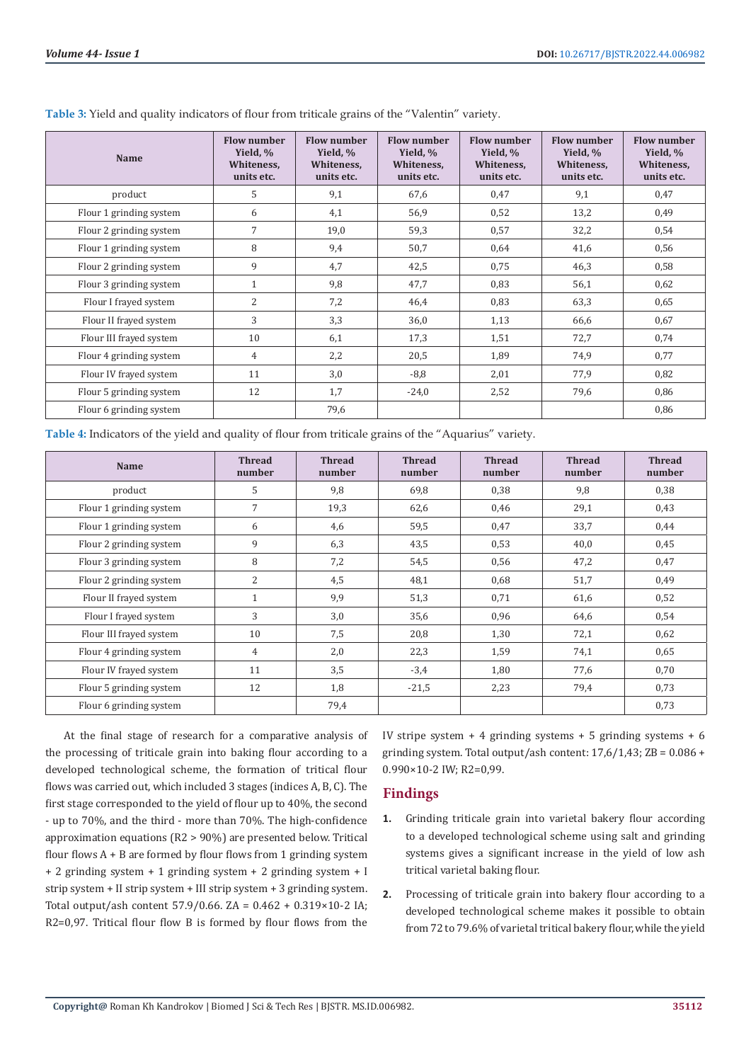**Table 3:** Yield and quality indicators of flour from triticale grains of the "Valentin" variety.

| Name | Flow number Yield, % Whiteness, units etc. | Flow number Yield, % Whiteness, units etc. | Flow number Yield, % Whiteness, units etc. | Flow number Yield, % Whiteness, units etc. | Flow number Yield, % Whiteness, units etc. | Flow number Yield, % Whiteness, units etc. |
|---|---|---|---|---|---|---|
| product | 5 | 9,1 | 67,6 | 0,47 | 9,1 | 0,47 |
| Flour 1 grinding system | 6 | 4,1 | 56,9 | 0,52 | 13,2 | 0,49 |
| Flour 2 grinding system | 7 | 19,0 | 59,3 | 0,57 | 32,2 | 0,54 |
| Flour 1 grinding system | 8 | 9,4 | 50,7 | 0,64 | 41,6 | 0,56 |
| Flour 2 grinding system | 9 | 4,7 | 42,5 | 0,75 | 46,3 | 0,58 |
| Flour 3 grinding system | 1 | 9,8 | 47,7 | 0,83 | 56,1 | 0,62 |
| Flour I frayed system | 2 | 7,2 | 46,4 | 0,83 | 63,3 | 0,65 |
| Flour II frayed system | 3 | 3,3 | 36,0 | 1,13 | 66,6 | 0,67 |
| Flour III frayed system | 10 | 6,1 | 17,3 | 1,51 | 72,7 | 0,74 |
| Flour 4 grinding system | 4 | 2,2 | 20,5 | 1,89 | 74,9 | 0,77 |
| Flour IV frayed system | 11 | 3,0 | -8,8 | 2,01 | 77,9 | 0,82 |
| Flour 5 grinding system | 12 | 1,7 | -24,0 | 2,52 | 79,6 | 0,86 |
| Flour 6 grinding system | | 79,6 | | | | 0,86 |

**Table 4:** Indicators of the yield and quality of flour from triticale grains of the "Aquarius" variety.

| Name | Thread number | Thread number | Thread number | Thread number | Thread number | Thread number |
|---|---|---|---|---|---|---|
| product | 5 | 9,8 | 69,8 | 0,38 | 9,8 | 0,38 |
| Flour 1 grinding system | 7 | 19,3 | 62,6 | 0,46 | 29,1 | 0,43 |
| Flour 1 grinding system | 6 | 4,6 | 59,5 | 0,47 | 33,7 | 0,44 |
| Flour 2 grinding system | 9 | 6,3 | 43,5 | 0,53 | 40,0 | 0,45 |
| Flour 3 grinding system | 8 | 7,2 | 54,5 | 0,56 | 47,2 | 0,47 |
| Flour 2 grinding system | 2 | 4,5 | 48,1 | 0,68 | 51,7 | 0,49 |
| Flour II frayed system | 1 | 9,9 | 51,3 | 0,71 | 61,6 | 0,52 |
| Flour I frayed system | 3 | 3,0 | 35,6 | 0,96 | 64,6 | 0,54 |
| Flour III frayed system | 10 | 7,5 | 20,8 | 1,30 | 72,1 | 0,62 |
| Flour 4 grinding system | 4 | 2,0 | 22,3 | 1,59 | 74,1 | 0,65 |
| Flour IV frayed system | 11 | 3,5 | -3,4 | 1,80 | 77,6 | 0,70 |
| Flour 5 grinding system | 12 | 1,8 | -21,5 | 2,23 | 79,4 | 0,73 |
| Flour 6 grinding system | | 79,4 | | | | 0,73 |

At the final stage of research for a comparative analysis of the processing of triticale grain into baking flour according to a developed technological scheme, the formation of tritical flour flows was carried out, which included 3 stages (indices A, B, C). The first stage corresponded to the yield of flour up to 40%, the second - up to 70%, and the third - more than 70%. The high-confidence approximation equations ($R2 > 90\%$) are presented below. Tritical flour flows A + B are formed by flour flows from 1 grinding system + 2 grinding system + 1 grinding system + 2 grinding system + I strip system + II strip system + III strip system + 3 grinding system. Total output/ash content 57.9/0.66. $ZA = 0.462 + 0.319 \times 10\text{-}2$ IA; R2=0,97. Tritical flour flow B is formed by flour flows from the IV stripe system + 4 grinding systems + 5 grinding systems + 6 grinding system. Total output/ash content: 17,6/1,43; $ZB = 0.086 + 0.990 \times 10\text{-}2$ IW; R2=0,99.

## Findings

1. Grinding triticale grain into varietal bakery flour according to a developed technological scheme using salt and grinding systems gives a significant increase in the yield of low ash tritical varietal baking flour.
2. Processing of triticale grain into bakery flour according to a developed technological scheme makes it possible to obtain from 72 to 79.6% of varietal tritical bakery flour, while the yield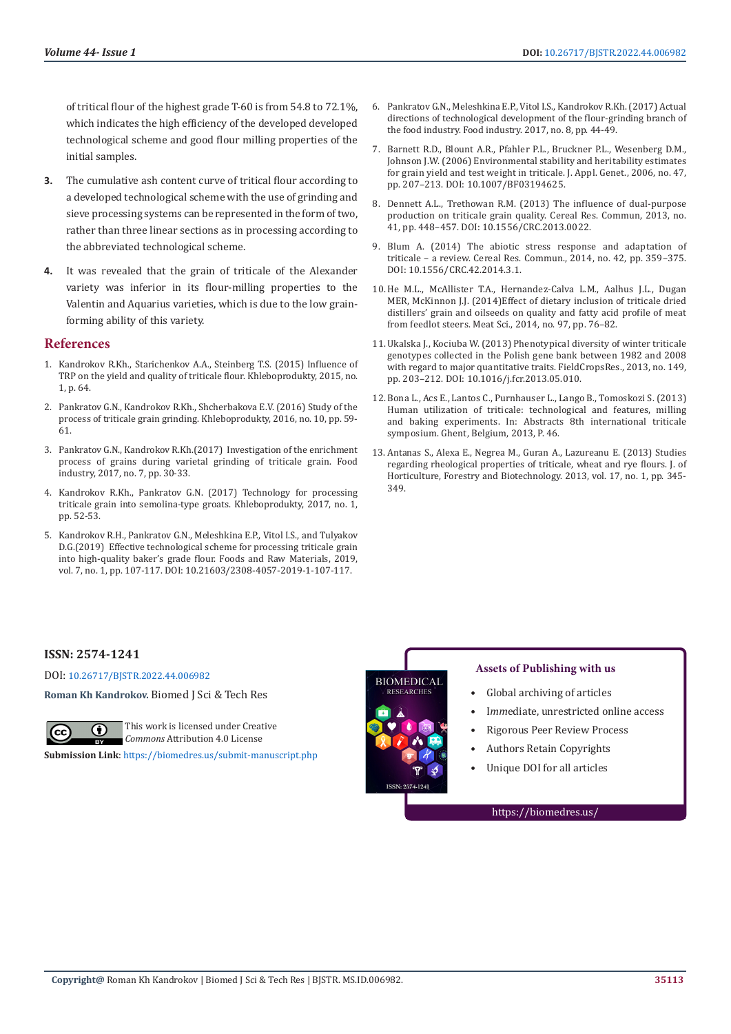of tritical flour of the highest grade T-60 is from 54.8 to 72.1%, which indicates the high efficiency of the developed developed technological scheme and good flour milling properties of the initial samples.

3. The cumulative ash content curve of tritical flour according to a developed technological scheme with the use of grinding and sieve processing systems can be represented in the form of two, rather than three linear sections as in processing according to the abbreviated technological scheme.

4. It was revealed that the grain of triticale of the Alexander variety was inferior in its flour-milling properties to the Valentin and Aquarius varieties, which is due to the low grain-forming ability of this variety.

## References

1. Kandrokov R.Kh., Starichenkov A.A., Steinberg T.S. (2015) Influence of TRP on the yield and quality of triticale flour. Khleboprodukty, 2015, no. 1, p. 64.
2. Pankratov G.N., Kandrokov R.Kh., Shcherbakova E.V. (2016) Study of the process of triticale grain grinding. Khleboprodukty, 2016, no. 10, pp. 59-61.
3. Pankratov G.N., Kandrokov R.Kh.(2017) Investigation of the enrichment process of grains during varietal grinding of triticale grain. Food industry, 2017, no. 7, pp. 30-33.
4. Kandrokov R.Kh., Pankratov G.N. (2017) Technology for processing triticale grain into semolina-type groats. Khleboprodukty, 2017, no. 1, pp. 52-53.
5. Kandrokov R.H., Pankratov G.N., Meleshkina E.P., Vitol I.S., and Tulyakov D.G.(2019) Effective technological scheme for processing triticale grain into high-quality baker's grade flour. Foods and Raw Materials, 2019, vol. 7, no. 1, pp. 107-117. DOI: 10.21603/2308-4057-2019-1-107-117.
6. Pankratov G.N., Meleshkina E.P., Vitol I.S., Kandrokov R.Kh. (2017) Actual directions of technological development of the flour-grinding branch of the food industry. Food industry. 2017, no. 8, pp. 44-49.
7. Barnett R.D., Blount A.R., Pfahler P.L., Bruckner P.L., Wesenberg D.M., Johnson J.W. (2006) Environmental stability and heritability estimates for grain yield and test weight in triticale. J. Appl. Genet., 2006, no. 47, pp. 207–213. DOI: 10.1007/BF03194625.
8. Dennett A.L., Trethowan R.M. (2013) The influence of dual-purpose production on triticale grain quality. Cereal Res. Commun, 2013, no. 41, pp. 448–457. DOI: 10.1556/CRC.2013.0022.
9. Blum A. (2014) The abiotic stress response and adaptation of triticale – a review. Cereal Res. Commun., 2014, no. 42, pp. 359–375. DOI: 10.1556/CRC.42.2014.3.1.
10. He M.L., McAllister T.A., Hernandez-Calva L.M., Aalhus J.L., Dugan MER, McKinnon J.J. (2014)Effect of dietary inclusion of triticale dried distillers' grain and oilseeds on quality and fatty acid profile of meat from feedlot steers. Meat Sci., 2014, no. 97, pp. 76–82.
11. Ukalska J., Kociuba W. (2013) Phenotypical diversity of winter triticale genotypes collected in the Polish gene bank between 1982 and 2008 with regard to major quantitative traits. FieldCropsRes., 2013, no. 149, pp. 203–212. DOI: 10.1016/j.fcr.2013.05.010.
12. Bona L., Acs E., Lantos C., Purnhauser L., Lango B., Tomoskozi S. (2013) Human utilization of triticale: technological and features, milling and baking experiments. In: Abstracts 8th international triticale symposium. Ghent, Belgium, 2013, P. 46.
13. Antanas S., Alexa E., Negrea M., Guran A., Lazureanu E. (2013) Studies regarding rheological properties of triticale, wheat and rye flours. J. of Horticulture, Forestry and Biotechnology. 2013, vol. 17, no. 1, pp. 345-349.

**ISSN: 2574-1241**

DOI: 10.26717/BJSTR.2022.44.006982

**Roman Kh Kandrokov.** Biomed J Sci & Tech Res

This work is licensed under Creative *Commons* Attribution 4.0 License

**Submission Link**: https://biomedres.us/submit-manuscript.php

**Assets of Publishing with us**

- Global archiving of articles
- Immediate, unrestricted online access
- Rigorous Peer Review Process
- Authors Retain Copyrights
- Unique DOI for all articles

https://biomedres.us/